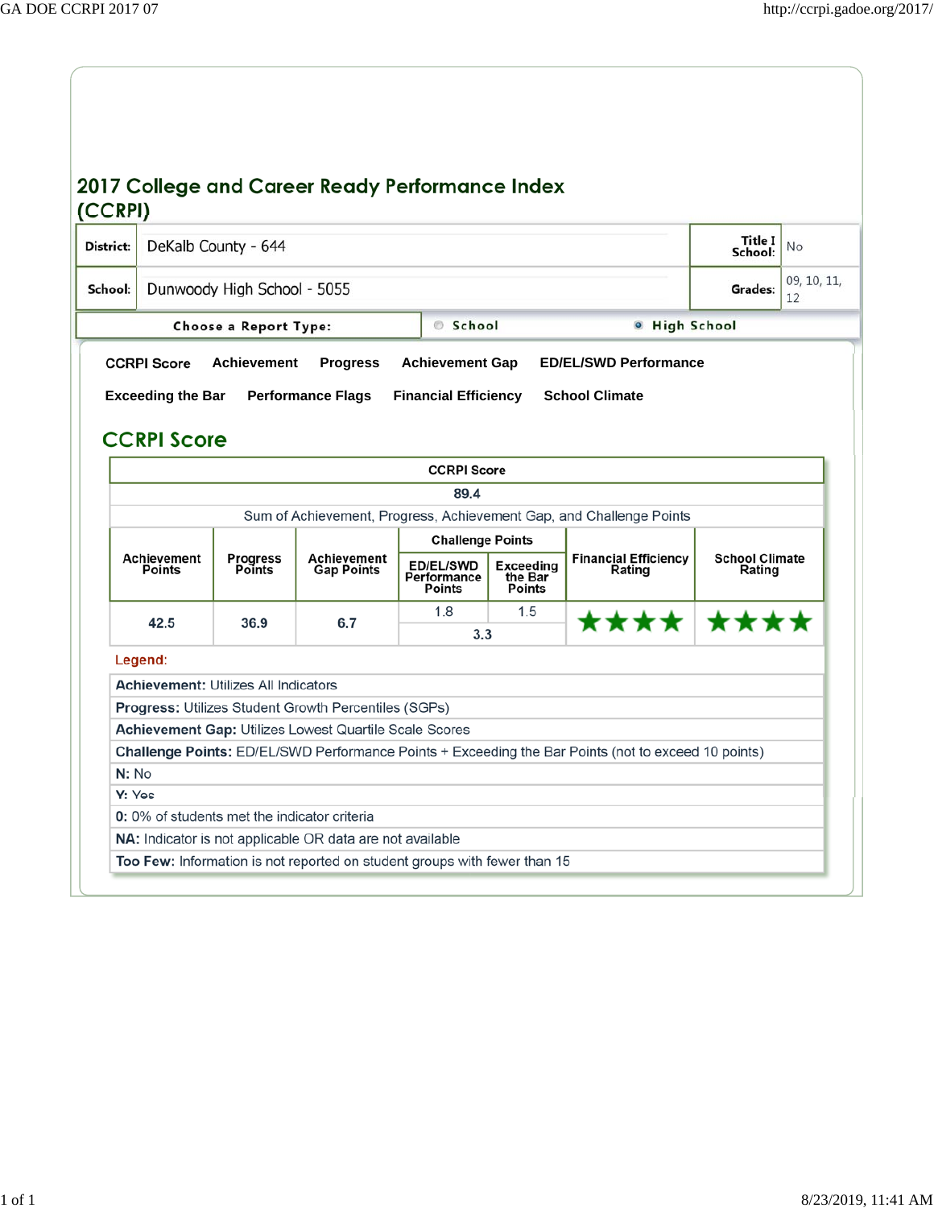# 2017 College and Career Ready Performance Index (CCRPI)

| | | | |
|---|---|---|---|
| **District:** | DeKalb County - 644 | **Title I School:** | No |
| **School:** | Dunwoody High School - 5055 | **Grades:** | 09, 10, 11, 12 |

**Choose a Report Type:** ○ School ◉ High School

CCRPI Score | Achievement | Progress | Achievement Gap | ED/EL/SWD Performance | Exceeding the Bar | Performance Flags | Financial Efficiency | School Climate

## CCRPI Score

| CCRPI Score | | | | | | | |
|---|---|---|---|---|---|---|---|
| 89.4 | | | | | | | |
| Sum of Achievement, Progress, Achievement Gap, and Challenge Points | | | | | | | |
| Achievement Points | Progress Points | Achievement Gap Points | Challenge Points | | Financial Efficiency Rating | School Climate Rating |
| | | | ED/EL/SWD Performance Points | Exceeding the Bar Points | | |
| 42.5 | 36.9 | 6.7 | 1.8 | 1.5 | ★★★★ | ★★★★ |
| | | | 3.3 | | | |

**Legend:**

| |
|---|
| **Achievement:** Utilizes All Indicators |
| **Progress:** Utilizes Student Growth Percentiles (SGPs) |
| **Achievement Gap:** Utilizes Lowest Quartile Scale Scores |
| **Challenge Points:** ED/EL/SWD Performance Points + Exceeding the Bar Points (not to exceed 10 points) |
| **N:** No |
| **Y:** Yes |
| **0:** 0% of students met the indicator criteria |
| **NA:** Indicator is not applicable OR data are not available |
| **Too Few:** Information is not reported on student groups with fewer than 15 |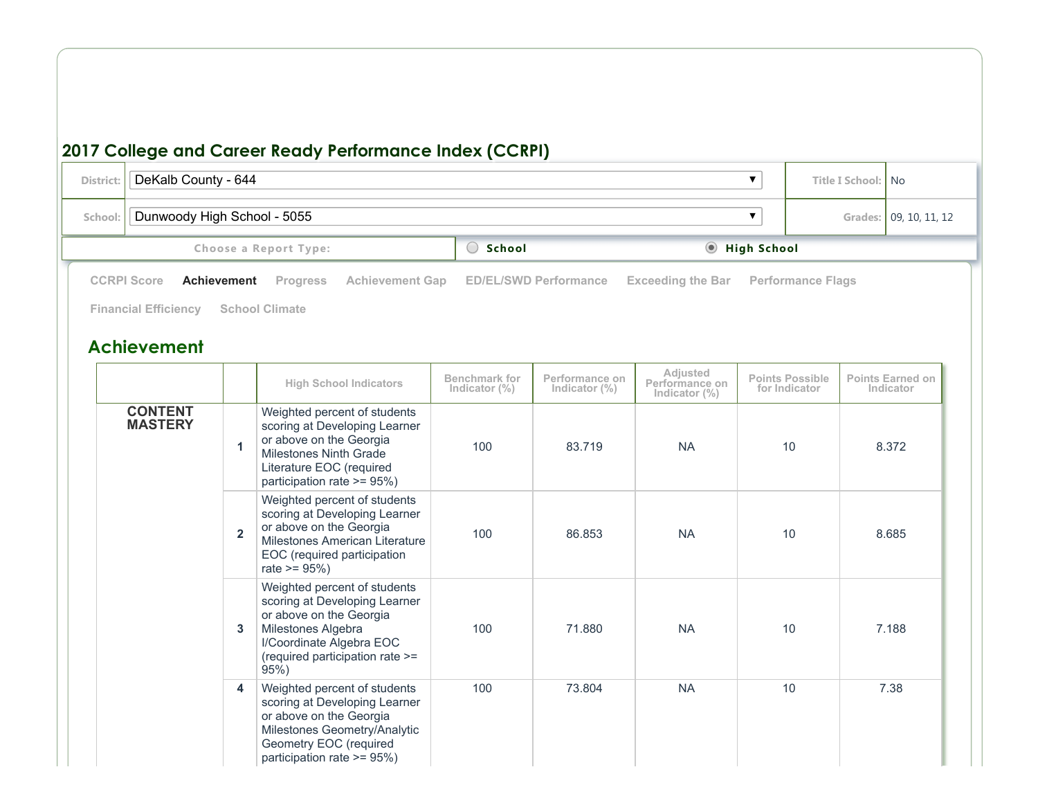## 2017 College and Career Ready Performance Index (CCRPI)

| | | | |
|---|---|---|---|
| District: | DeKalb County - 644 | Title I School: | No |
| School: | Dunwoody High School - 5055 | Grades: | 09, 10, 11, 12 |

Choose a Report Type: ○ School ◉ High School

CCRPI Score | **Achievement** | Progress | Achievement Gap | ED/EL/SWD Performance | Exceeding the Bar | Performance Flags | Financial Efficiency | School Climate

## Achievement

| | | High School Indicators | Benchmark for Indicator (%) | Performance on Indicator (%) | Adjusted Performance on Indicator (%) | Points Possible for Indicator | Points Earned on Indicator |
|---|---|---|---|---|---|---|---|
| **CONTENT MASTERY** | 1 | Weighted percent of students scoring at Developing Learner or above on the Georgia Milestones Ninth Grade Literature EOC (required participation rate >= 95%) | 100 | 83.719 | NA | 10 | 8.372 |
| | 2 | Weighted percent of students scoring at Developing Learner or above on the Georgia Milestones American Literature EOC (required participation rate >= 95%) | 100 | 86.853 | NA | 10 | 8.685 |
| | 3 | Weighted percent of students scoring at Developing Learner or above on the Georgia Milestones Algebra I/Coordinate Algebra EOC (required participation rate >= 95%) | 100 | 71.880 | NA | 10 | 7.188 |
| | 4 | Weighted percent of students scoring at Developing Learner or above on the Georgia Milestones Geometry/Analytic Geometry EOC (required participation rate >= 95%) | 100 | 73.804 | NA | 10 | 7.38 |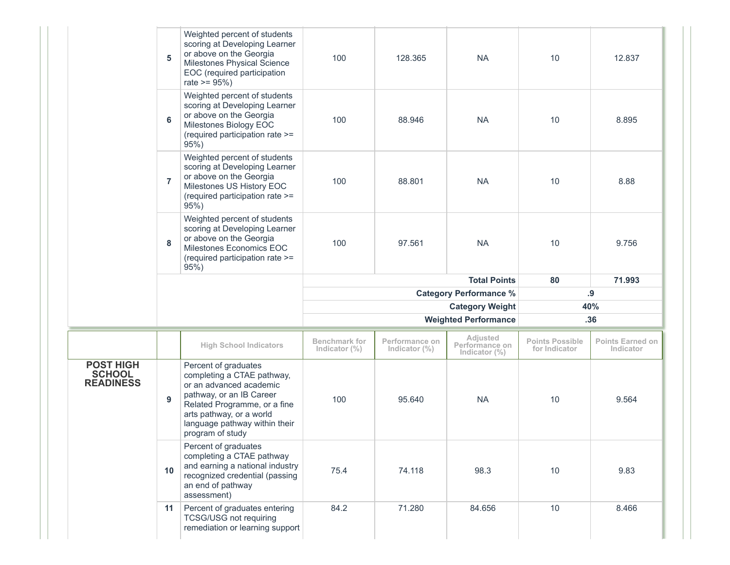| | | | | | | | |
|---|---|---|---|---|---|---|---|
| | 5 | Weighted percent of students scoring at Developing Learner or above on the Georgia Milestones Physical Science EOC (required participation rate >= 95%) | 100 | 128.365 | NA | 10 | 12.837 |
| | 6 | Weighted percent of students scoring at Developing Learner or above on the Georgia Milestones Biology EOC (required participation rate >= 95%) | 100 | 88.946 | NA | 10 | 8.895 |
| | 7 | Weighted percent of students scoring at Developing Learner or above on the Georgia Milestones US History EOC (required participation rate >= 95%) | 100 | 88.801 | NA | 10 | 8.88 |
| | 8 | Weighted percent of students scoring at Developing Learner or above on the Georgia Milestones Economics EOC (required participation rate >= 95%) | 100 | 97.561 | NA | 10 | 9.756 |
| | | | | | **Total Points** | **80** | **71.993** |
| | | | | | **Category Performance %** | **.9** | |
| | | | | | **Category Weight** | **40%** | |
| | | | | | **Weighted Performance** | **.36** | |

| | | High School Indicators | Benchmark for Indicator (%) | Performance on Indicator (%) | Adjusted Performance on Indicator (%) | Points Possible for Indicator | Points Earned on Indicator |
|---|---|---|---|---|---|---|---|
| **POST HIGH SCHOOL READINESS** | 9 | Percent of graduates completing a CTAE pathway, or an advanced academic pathway, or an IB Career Related Programme, or a fine arts pathway, or a world language pathway within their program of study | 100 | 95.640 | NA | 10 | 9.564 |
| | 10 | Percent of graduates completing a CTAE pathway and earning a national industry recognized credential (passing an end of pathway assessment) | 75.4 | 74.118 | 98.3 | 10 | 9.83 |
| | 11 | Percent of graduates entering TCSG/USG not requiring remediation or learning support | 84.2 | 71.280 | 84.656 | 10 | 8.466 |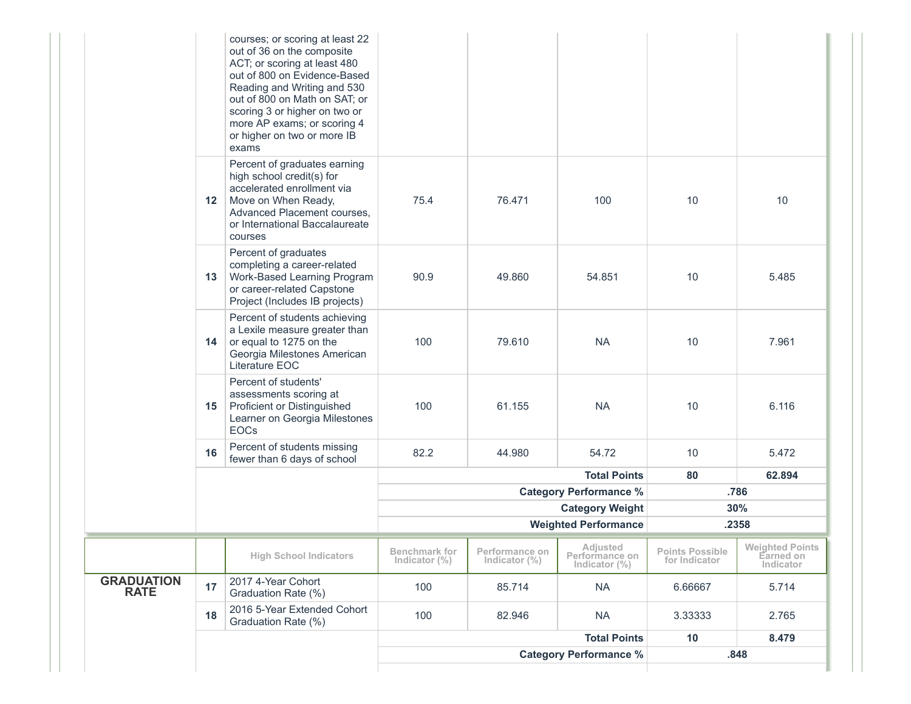| | | High School Indicators | Benchmark for Indicator (%) | Performance on Indicator (%) | Adjusted Performance on Indicator (%) | Points Possible for Indicator | Weighted Points Earned on Indicator |
|---|---|---|---|---|---|---|---|
| | | courses; or scoring at least 22 out of 36 on the composite ACT; or scoring at least 480 out of 800 on Evidence-Based Reading and Writing and 530 out of 800 on Math on SAT; or scoring 3 or higher on two or more AP exams; or scoring 4 or higher on two or more IB exams | | | | | |
| | 12 | Percent of graduates earning high school credit(s) for accelerated enrollment via Move on When Ready, Advanced Placement courses, or International Baccalaureate courses | 75.4 | 76.471 | 100 | 10 | 10 |
| | 13 | Percent of graduates completing a career-related Work-Based Learning Program or career-related Capstone Project (Includes IB projects) | 90.9 | 49.860 | 54.851 | 10 | 5.485 |
| | 14 | Percent of students achieving a Lexile measure greater than or equal to 1275 on the Georgia Milestones American Literature EOC | 100 | 79.610 | NA | 10 | 7.961 |
| | 15 | Percent of students' assessments scoring at Proficient or Distinguished Learner on Georgia Milestones EOCs | 100 | 61.155 | NA | 10 | 6.116 |
| | 16 | Percent of students missing fewer than 6 days of school | 82.2 | 44.980 | 54.72 | 10 | 5.472 |
| | | | | | **Total Points** | **80** | **62.894** |
| | | | | | **Category Performance %** | **.786** | |
| | | | | | **Category Weight** | **30%** | |
| | | | | | **Weighted Performance** | **.2358** | |

| | | High School Indicators | Benchmark for Indicator (%) | Performance on Indicator (%) | Adjusted Performance on Indicator (%) | Points Possible for Indicator | Weighted Points Earned on Indicator |
|---|---|---|---|---|---|---|---|
| **GRADUATION RATE** | 17 | 2017 4-Year Cohort Graduation Rate (%) | 100 | 85.714 | NA | 6.66667 | 5.714 |
| | 18 | 2016 5-Year Extended Cohort Graduation Rate (%) | 100 | 82.946 | NA | 3.33333 | 2.765 |
| | | | | | **Total Points** | **10** | **8.479** |
| | | | | | **Category Performance %** | **.848** | |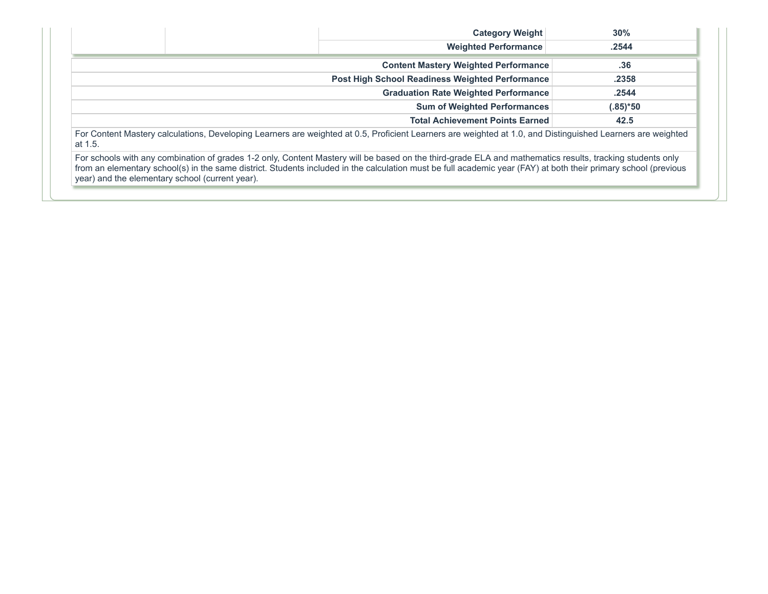| | | | |
|---|---|---|---|
| | | Category Weight | 30% |
| | | Weighted Performance | .2544 |

| | |
|---|---|
| **Content Mastery Weighted Performance** | **.36** |
| **Post High School Readiness Weighted Performance** | **.2358** |
| **Graduation Rate Weighted Performance** | **.2544** |
| **Sum of Weighted Performances** | **(.85)*50** |
| **Total Achievement Points Earned** | **42.5** |

For Content Mastery calculations, Developing Learners are weighted at 0.5, Proficient Learners are weighted at 1.0, and Distinguished Learners are weighted at 1.5.

For schools with any combination of grades 1-2 only, Content Mastery will be based on the third-grade ELA and mathematics results, tracking students only from an elementary school(s) in the same district. Students included in the calculation must be full academic year (FAY) at both their primary school (previous year) and the elementary school (current year).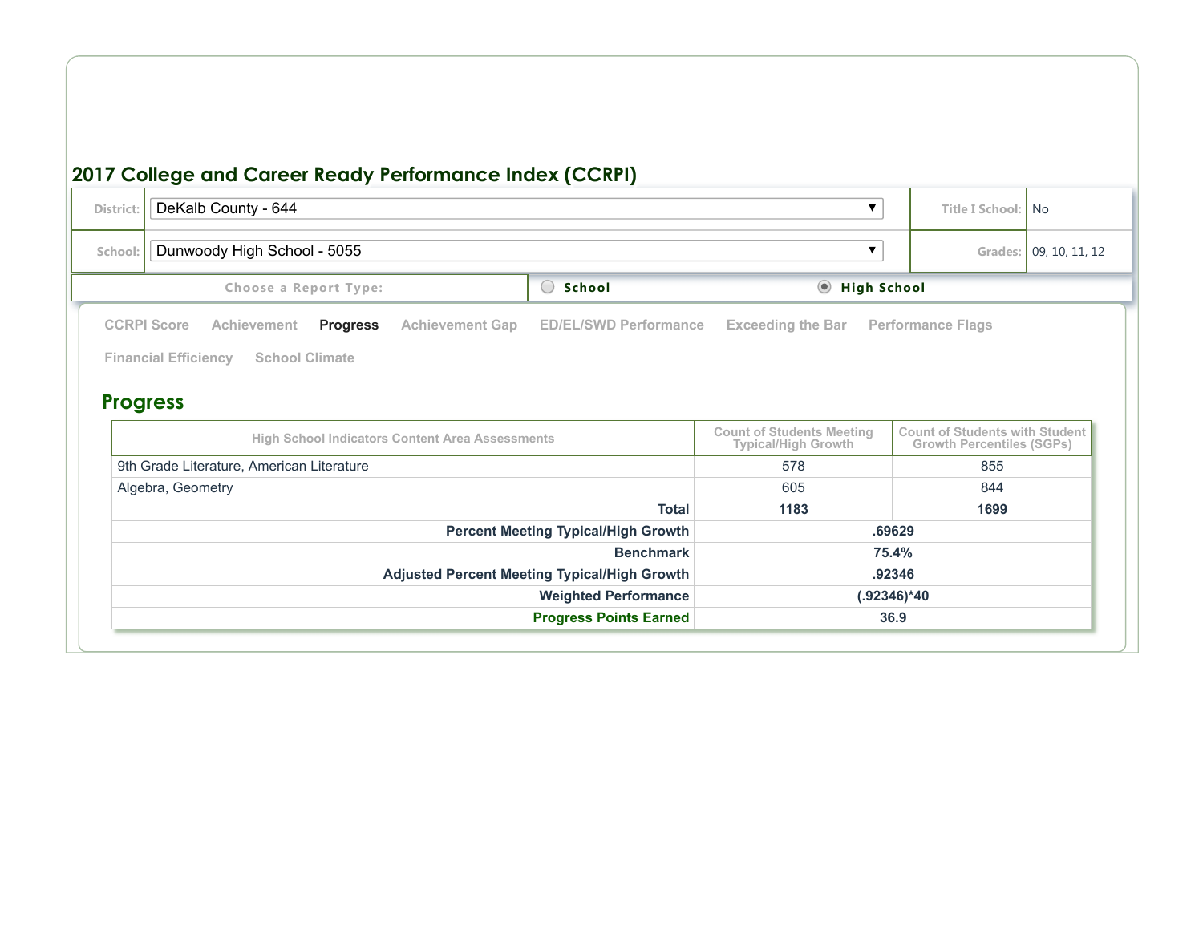## 2017 College and Career Ready Performance Index (CCRPI)

| | | | |
|---|---|---|---|
| District: | DeKalb County - 644 | Title I School: | No |
| School: | Dunwoody High School - 5055 | Grades: | 09, 10, 11, 12 |

Choose a Report Type: ○ School ◉ High School

CCRPI Score | Achievement | **Progress** | Achievement Gap | ED/EL/SWD Performance | Exceeding the Bar | Performance Flags | Financial Efficiency | School Climate

## Progress

| High School Indicators Content Area Assessments | Count of Students Meeting Typical/High Growth | Count of Students with Student Growth Percentiles (SGPs) |
|---|---|---|
| 9th Grade Literature, American Literature | 578 | 855 |
| Algebra, Geometry | 605 | 844 |
| **Total** | **1183** | **1699** |
| **Percent Meeting Typical/High Growth** | **.69629** | |
| **Benchmark** | **75.4%** | |
| **Adjusted Percent Meeting Typical/High Growth** | **.92346** | |
| **Weighted Performance** | **(.92346)*40** | |
| **Progress Points Earned** | **36.9** | |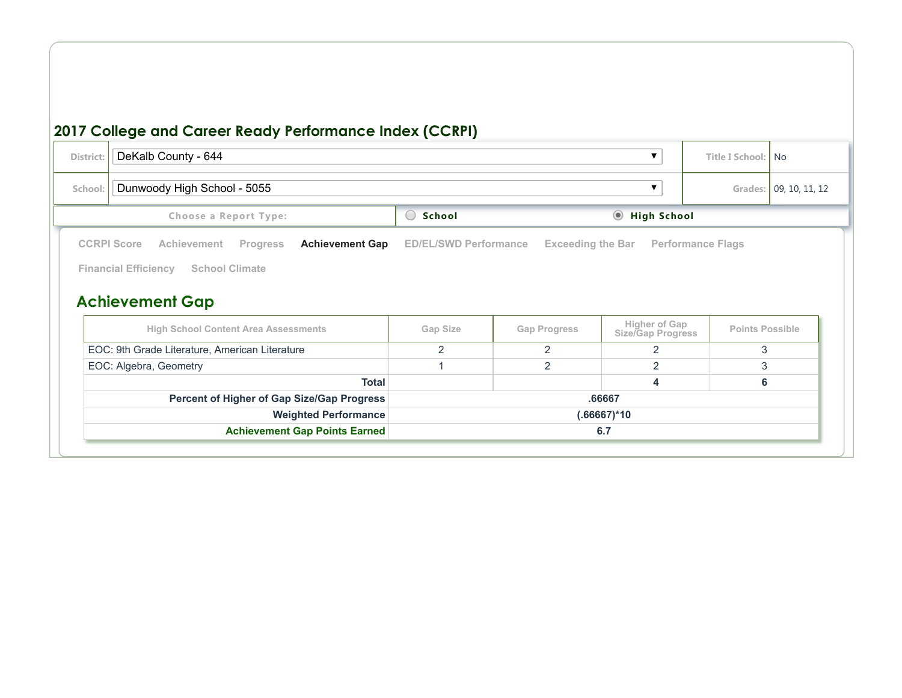## 2017 College and Career Ready Performance Index (CCRPI)

| | | | |
|---|---|---|---|
| District: | DeKalb County - 644 | Title I School: | No |
| School: | Dunwoody High School - 5055 | Grades: | 09, 10, 11, 12 |

Choose a Report Type: ○ School ◉ High School

CCRPI Score | Achievement | Progress | **Achievement Gap** | ED/EL/SWD Performance | Exceeding the Bar | Performance Flags | Financial Efficiency | School Climate

## Achievement Gap

| High School Content Area Assessments | Gap Size | Gap Progress | Higher of Gap Size/Gap Progress | Points Possible |
|---|---|---|---|---|
| EOC: 9th Grade Literature, American Literature | 2 | 2 | 2 | 3 |
| EOC: Algebra, Geometry | 1 | 2 | 2 | 3 |
| **Total** | | | **4** | **6** |
| **Percent of Higher of Gap Size/Gap Progress** | **.66667** | | | |
| **Weighted Performance** | **(.66667)*10** | | | |
| **Achievement Gap Points Earned** | **6.7** | | | |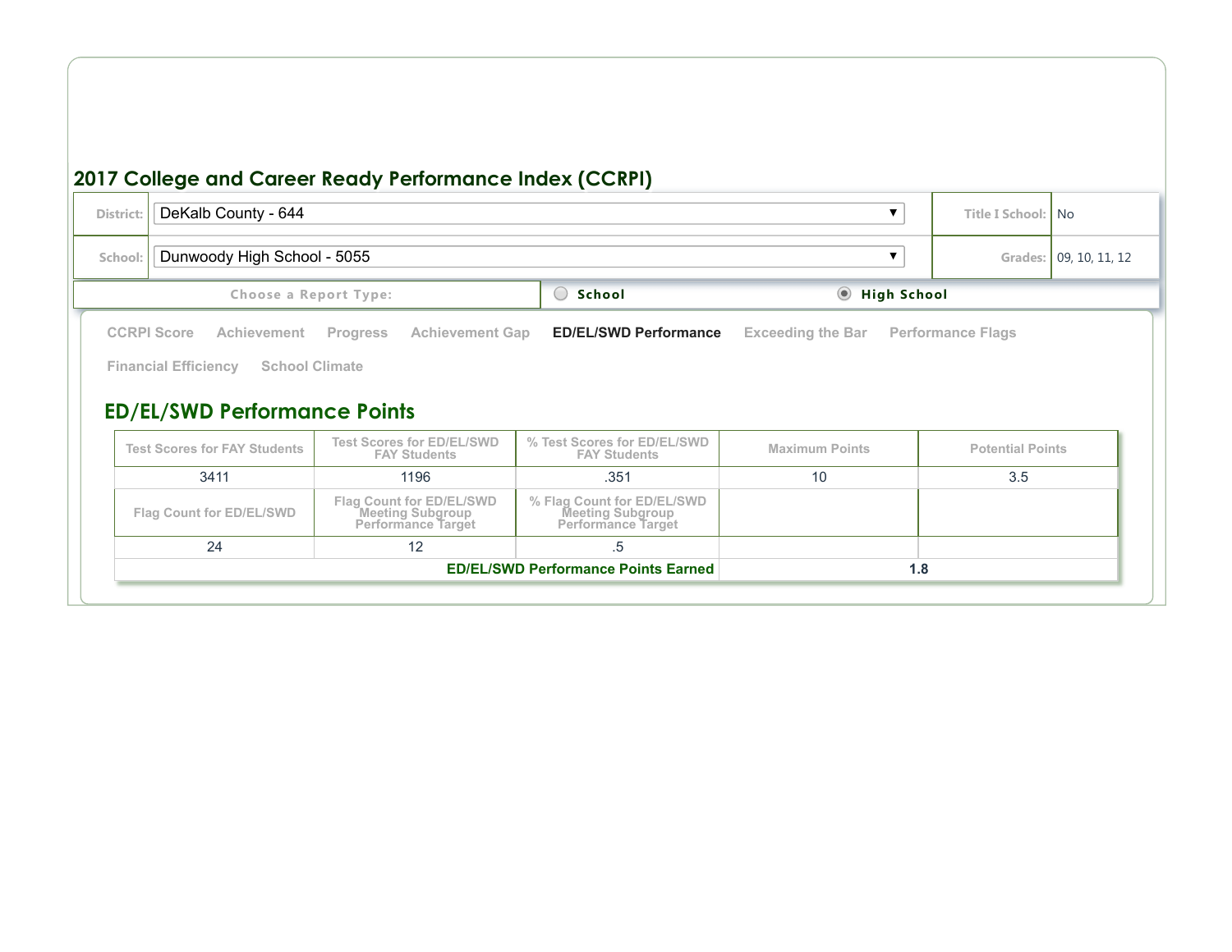## 2017 College and Career Ready Performance Index (CCRPI)

| District: | DeKalb County - 644 | Title I School: | No |
|---|---|---|---|
| School: | Dunwoody High School - 5055 | Grades: | 09, 10, 11, 12 |

Choose a Report Type: School / **High School** (selected)

CCRPI Score | Achievement | Progress | Achievement Gap | **ED/EL/SWD Performance** | Exceeding the Bar | Performance Flags | Financial Efficiency | School Climate

## ED/EL/SWD Performance Points

| Test Scores for FAY Students | Test Scores for ED/EL/SWD FAY Students | % Test Scores for ED/EL/SWD FAY Students | Maximum Points | Potential Points |
|---|---|---|---|---|
| 3411 | 1196 | .351 | 10 | 3.5 |
| **Flag Count for ED/EL/SWD** | **Flag Count for ED/EL/SWD Meeting Subgroup Performance Target** | **% Flag Count for ED/EL/SWD Meeting Subgroup Performance Target** | | |
| 24 | 12 | .5 | | |
| | | **ED/EL/SWD Performance Points Earned** | **1.8** | |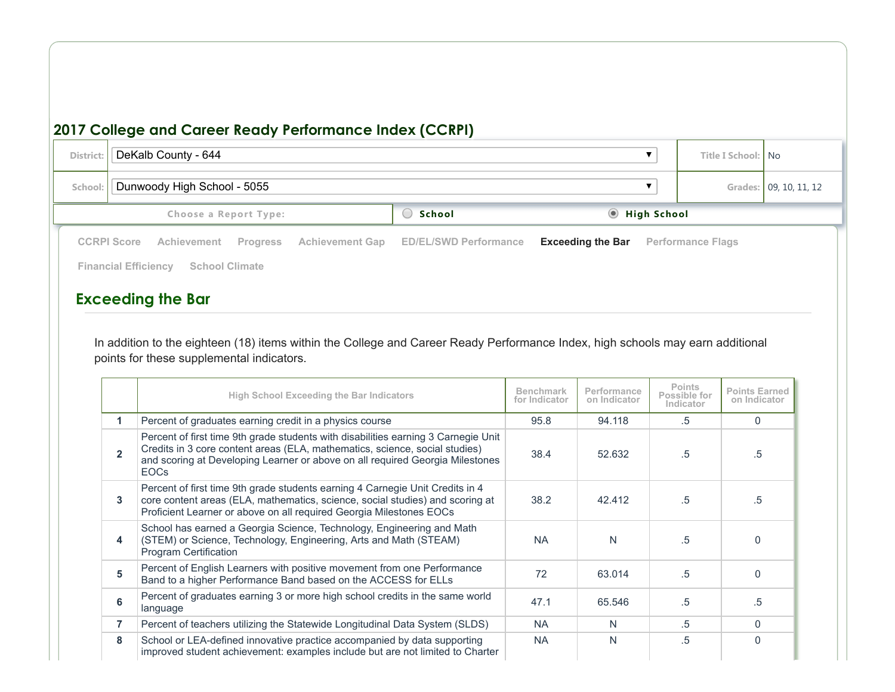## 2017 College and Career Ready Performance Index (CCRPI)

| District: | DeKalb County - 644 | Title I School: | No |
|---|---|---|---|
| School: | Dunwoody High School - 5055 | Grades: | 09, 10, 11, 12 |

Choose a Report Type: ○ School ◉ High School

CCRPI Score | Achievement | Progress | Achievement Gap | ED/EL/SWD Performance | **Exceeding the Bar** | Performance Flags | Financial Efficiency | School Climate

## Exceeding the Bar

In addition to the eighteen (18) items within the College and Career Ready Performance Index, high schools may earn additional points for these supplemental indicators.

| | High School Exceeding the Bar Indicators | Benchmark for Indicator | Performance on Indicator | Points Possible for Indicator | Points Earned on Indicator |
|---|---|---|---|---|---|
| 1 | Percent of graduates earning credit in a physics course | 95.8 | 94.118 | .5 | 0 |
| 2 | Percent of first time 9th grade students with disabilities earning 3 Carnegie Unit Credits in 3 core content areas (ELA, mathematics, science, social studies) and scoring at Developing Learner or above on all required Georgia Milestones EOCs | 38.4 | 52.632 | .5 | .5 |
| 3 | Percent of first time 9th grade students earning 4 Carnegie Unit Credits in 4 core content areas (ELA, mathematics, science, social studies) and scoring at Proficient Learner or above on all required Georgia Milestones EOCs | 38.2 | 42.412 | .5 | .5 |
| 4 | School has earned a Georgia Science, Technology, Engineering and Math (STEM) or Science, Technology, Engineering, Arts and Math (STEAM) Program Certification | NA | N | .5 | 0 |
| 5 | Percent of English Learners with positive movement from one Performance Band to a higher Performance Band based on the ACCESS for ELLs | 72 | 63.014 | .5 | 0 |
| 6 | Percent of graduates earning 3 or more high school credits in the same world language | 47.1 | 65.546 | .5 | .5 |
| 7 | Percent of teachers utilizing the Statewide Longitudinal Data System (SLDS) | NA | N | .5 | 0 |
| 8 | School or LEA-defined innovative practice accompanied by data supporting improved student achievement: examples include but are not limited to Charter | NA | N | .5 | 0 |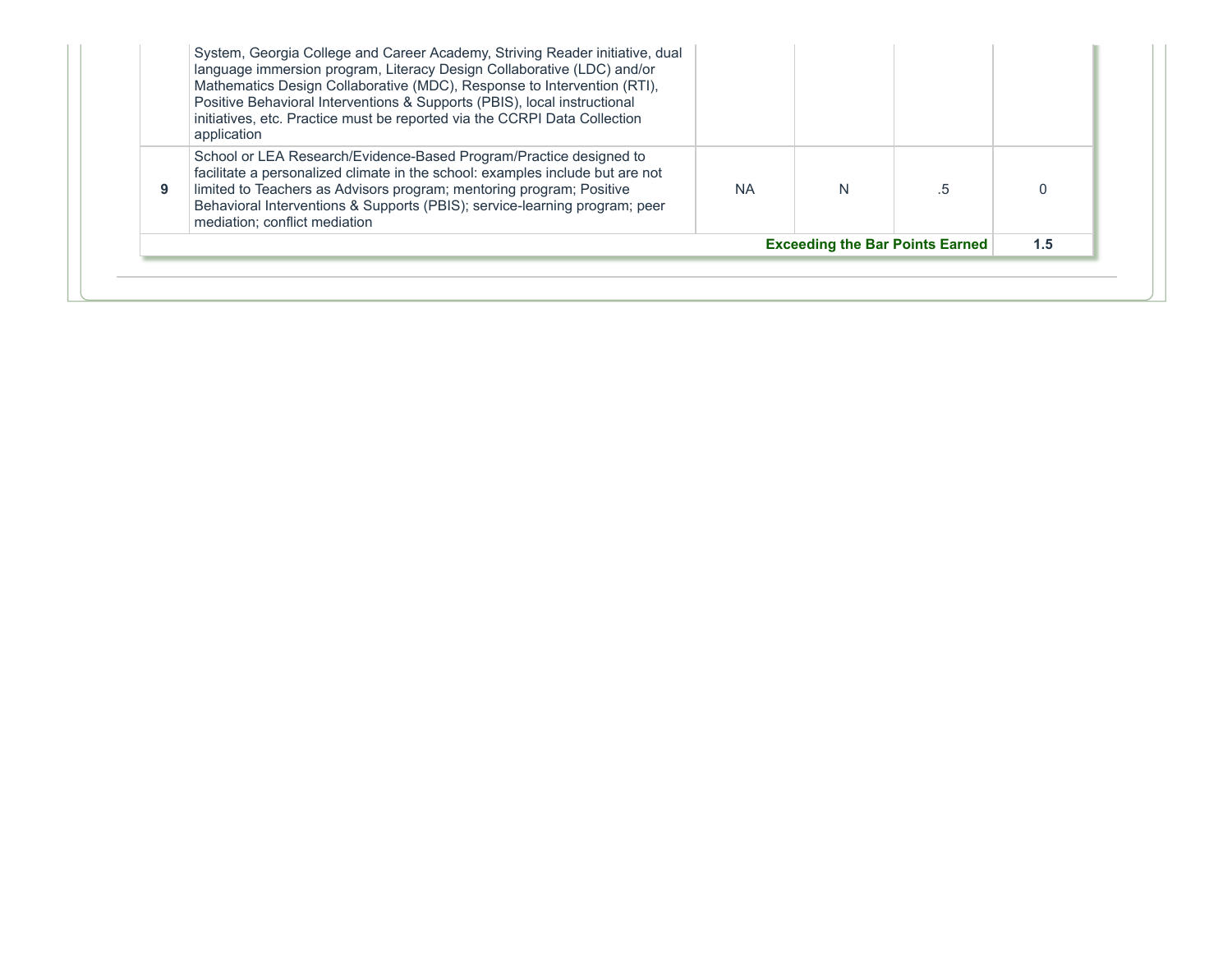| | | | | | |
|---|---|---|---|---|---|
| | System, Georgia College and Career Academy, Striving Reader initiative, dual language immersion program, Literacy Design Collaborative (LDC) and/or Mathematics Design Collaborative (MDC), Response to Intervention (RTI), Positive Behavioral Interventions & Supports (PBIS), local instructional initiatives, etc. Practice must be reported via the CCRPI Data Collection application | | | | |
| **9** | School or LEA Research/Evidence-Based Program/Practice designed to facilitate a personalized climate in the school: examples include but are not limited to Teachers as Advisors program; mentoring program; Positive Behavioral Interventions & Supports (PBIS); service-learning program; peer mediation; conflict mediation | NA | N | .5 | 0 |
| | | | | **Exceeding the Bar Points Earned** | **1.5** |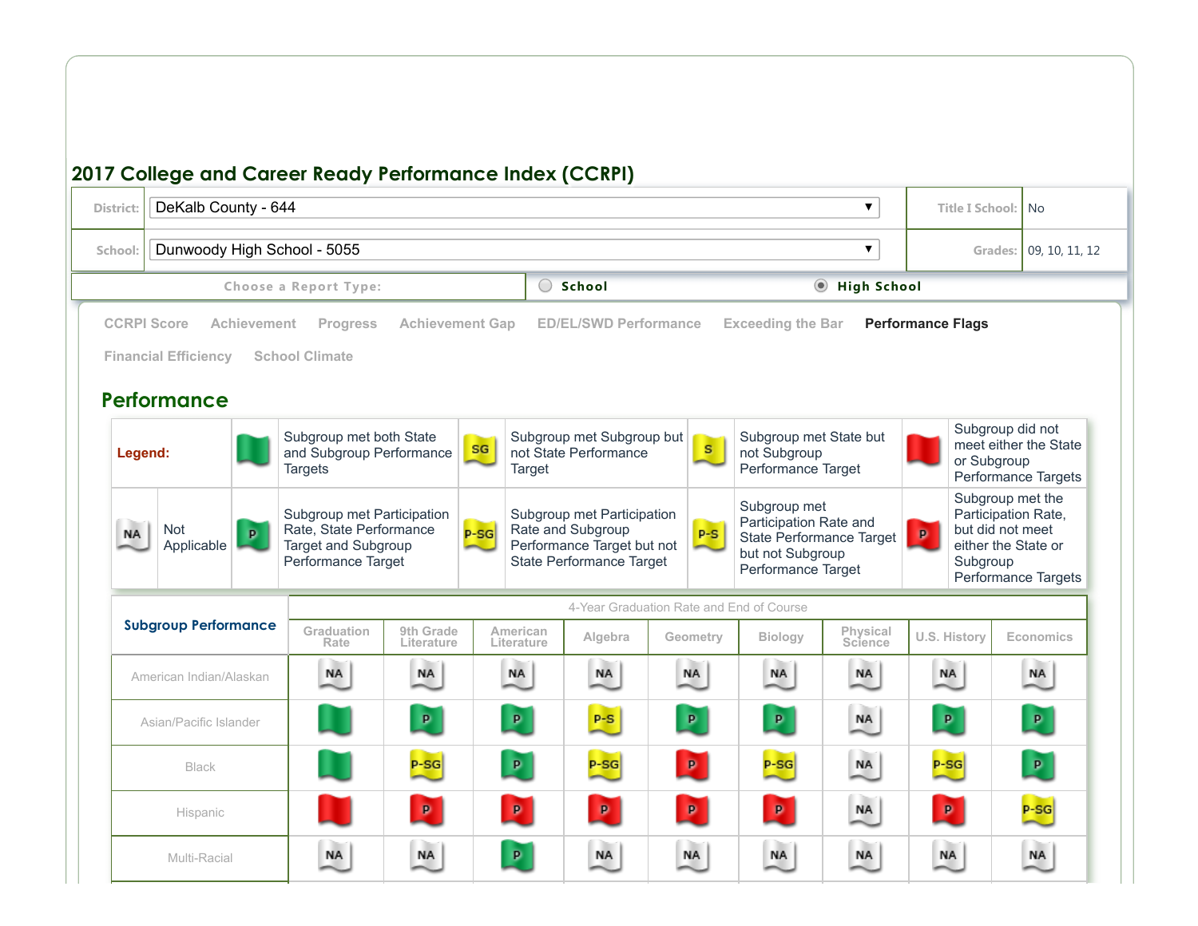## 2017 College and Career Ready Performance Index (CCRPI)

| | | | |
|---|---|---|---|
| District: | DeKalb County - 644 | Title I School: | No |
| School: | Dunwoody High School - 5055 | Grades: | 09, 10, 11, 12 |

Choose a Report Type: ○ School ◉ High School

CCRPI Score | Achievement | Progress | Achievement Gap | ED/EL/SWD Performance | Exceeding the Bar | **Performance Flags** | Financial Efficiency | School Climate

## Performance

| Legend: | | | | |
|---|---|---|---|---|
| | (Green flag) Subgroup met both State and Subgroup Performance Targets | SG – Subgroup met Subgroup but not State Performance Target | S – Subgroup met State but not Subgroup Performance Target | (Red flag) Subgroup did not meet either the State or Subgroup Performance Targets |
| NA – Not Applicable | P (Green) – Subgroup met Participation Rate, State Performance Target and Subgroup Performance Target | P-SG – Subgroup met Participation Rate and Subgroup Performance Target but not State Performance Target | P-S – Subgroup met Participation Rate and State Performance Target but not Subgroup Performance Target | P (Red) – Subgroup met the Participation Rate, but did not meet either the State or Subgroup Performance Targets |

| Subgroup Performance | 4-Year Graduation Rate and End of Course | | | | | | | | |
|---|---|---|---|---|---|---|---|---|---|
| | Graduation Rate | 9th Grade Literature | American Literature | Algebra | Geometry | Biology | Physical Science | U.S. History | Economics |
| American Indian/Alaskan | NA | NA | NA | NA | NA | NA | NA | NA | NA |
| Asian/Pacific Islander | Green | P (Green) | P (Green) | P-S | P (Green) | P (Green) | NA | P (Green) | P (Green) |
| Black | Green | P-SG | P (Green) | P-SG | P (Red) | P-SG | NA | P-SG | P (Green) |
| Hispanic | Red | P (Red) | P (Red) | P (Red) | P (Red) | P (Red) | NA | P (Red) | P-SG |
| Multi-Racial | NA | NA | P (Green) | NA | NA | NA | NA | NA | NA |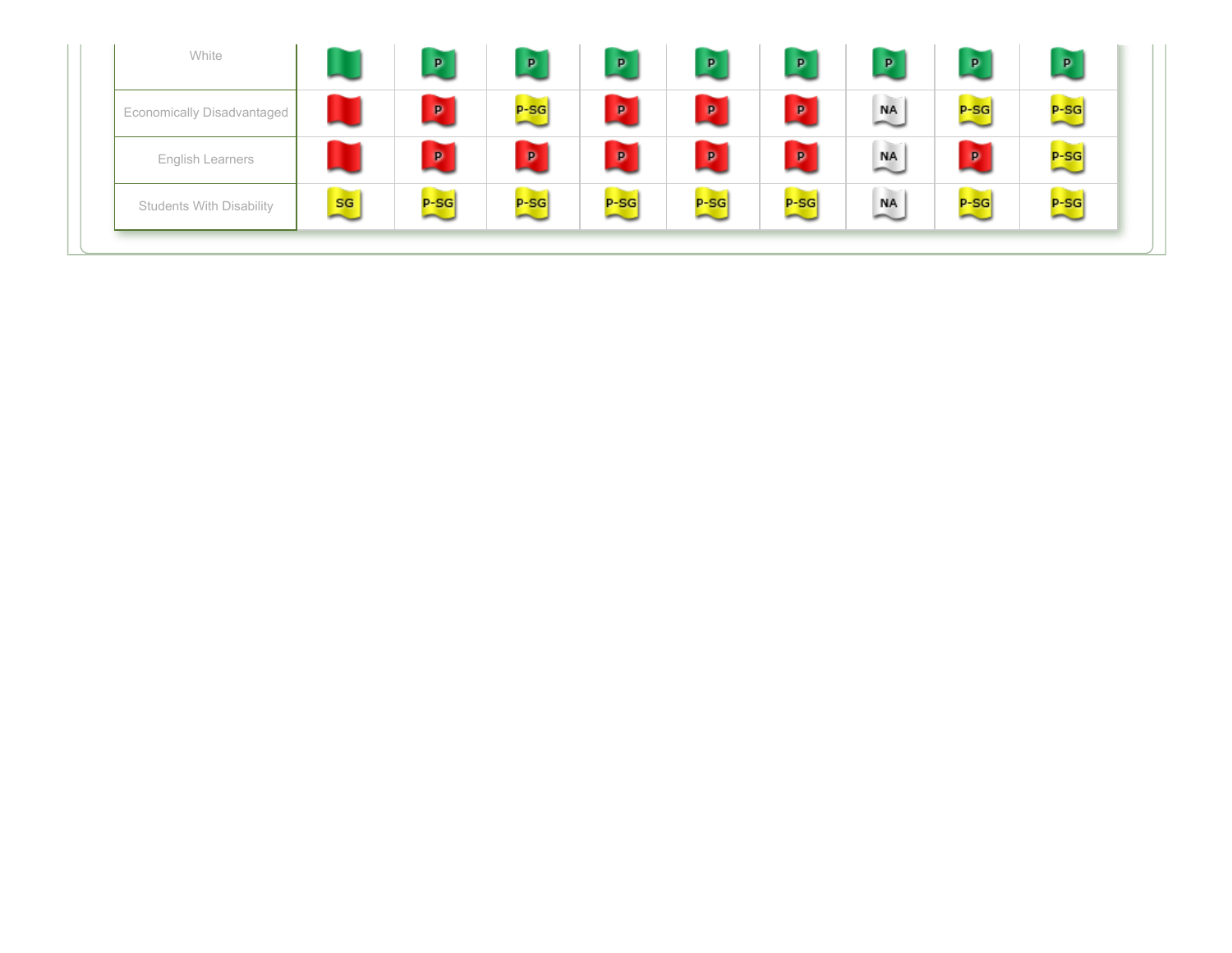|  |  |  |  |  |  |  |  |  |  |
|---|---|---|---|---|---|---|---|---|---|
| White |  | P | P | P | P | P | P | P | P |
| Economically Disadvantaged |  | P | P-SG | P | P | P | NA | P-SG | P-SG |
| English Learners |  | P | P | P | P | P | NA | P | P-SG |
| Students With Disability | SG | P-SG | P-SG | P-SG | P-SG | P-SG | NA | P-SG | P-SG |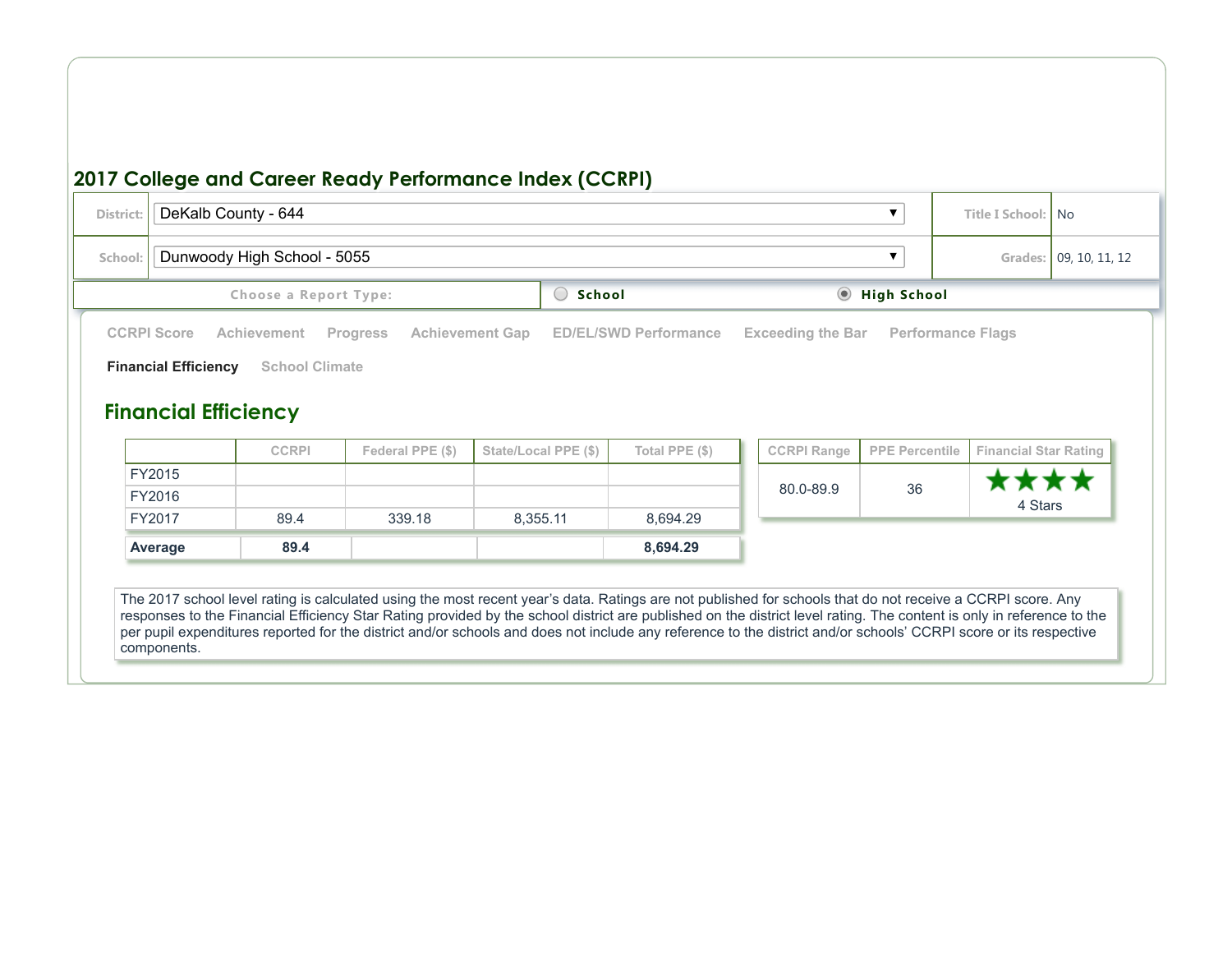## 2017 College and Career Ready Performance Index (CCRPI)

| District: | DeKalb County - 644 | Title I School: | No |
|---|---|---|---|
| School: | Dunwoody High School - 5055 | Grades: | 09, 10, 11, 12 |

Choose a Report Type: ○ School ◉ High School

CCRPI Score | Achievement | Progress | Achievement Gap | ED/EL/SWD Performance | Exceeding the Bar | Performance Flags | **Financial Efficiency** | School Climate

## Financial Efficiency

| | CCRPI | Federal PPE ($) | State/Local PPE ($) | Total PPE ($) |
|---|---|---|---|---|
| FY2015 | | | | |
| FY2016 | | | | |
| FY2017 | 89.4 | 339.18 | 8,355.11 | 8,694.29 |
| **Average** | **89.4** | | | **8,694.29** |

| CCRPI Range | PPE Percentile | Financial Star Rating |
|---|---|---|
| 80.0-89.9 | 36 | ★★★★ 4 Stars |

The 2017 school level rating is calculated using the most recent year's data. Ratings are not published for schools that do not receive a CCRPI score. Any responses to the Financial Efficiency Star Rating provided by the school district are published on the district level rating. The content is only in reference to the per pupil expenditures reported for the district and/or schools and does not include any reference to the district and/or schools' CCRPI score or its respective components.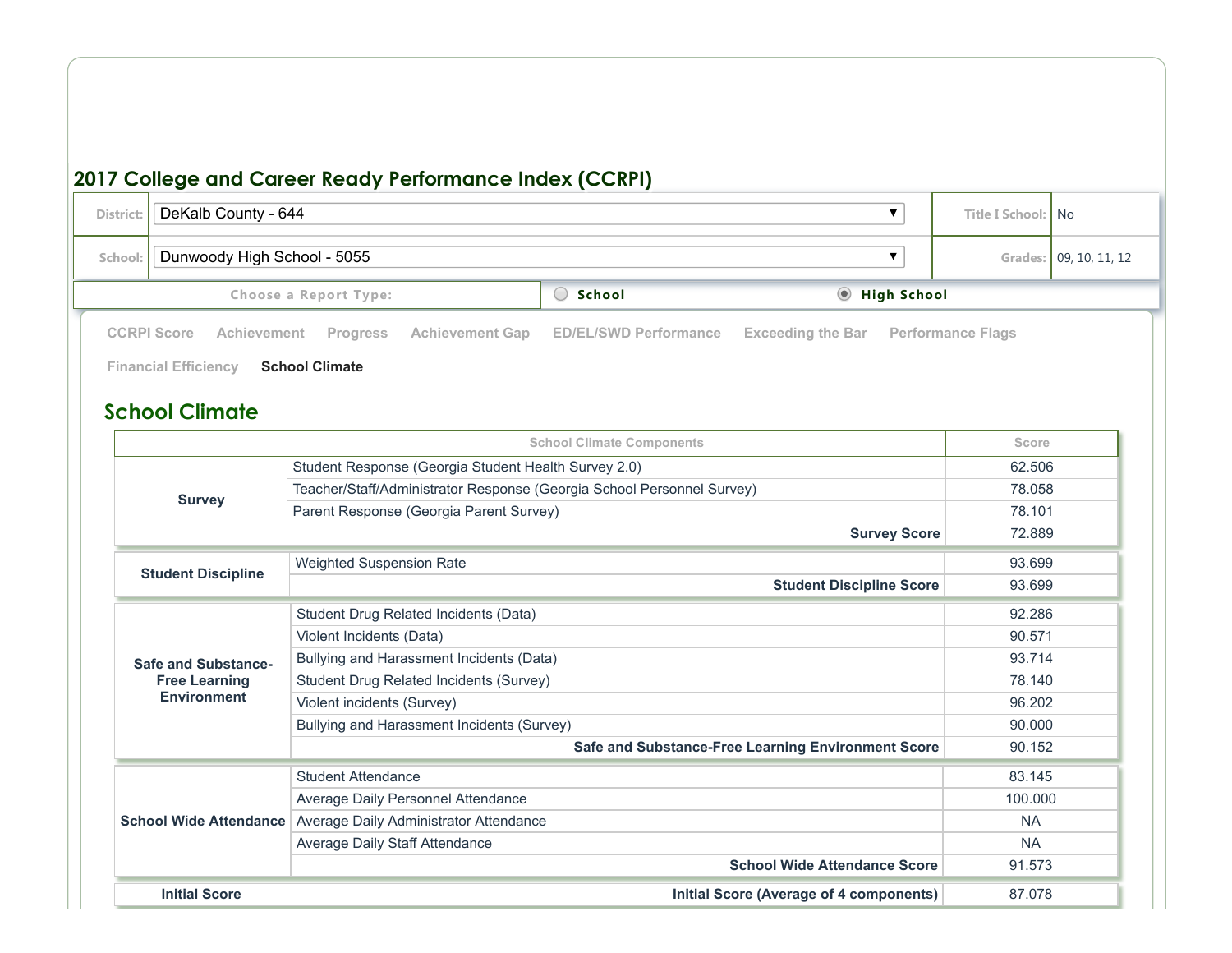## 2017 College and Career Ready Performance Index (CCRPI)

| | | | |
|---|---|---|---|
| District: | DeKalb County - 644 | Title I School: | No |
| School: | Dunwoody High School - 5055 | Grades: | 09, 10, 11, 12 |

Choose a Report Type: ○ School ◉ High School

CCRPI Score | Achievement | Progress | Achievement Gap | ED/EL/SWD Performance | Exceeding the Bar | Performance Flags | Financial Efficiency | **School Climate**

## School Climate

| | School Climate Components | Score |
|---|---|---|
| **Survey** | Student Response (Georgia Student Health Survey 2.0) | 62.506 |
| | Teacher/Staff/Administrator Response (Georgia School Personnel Survey) | 78.058 |
| | Parent Response (Georgia Parent Survey) | 78.101 |
| | **Survey Score** | 72.889 |
| **Student Discipline** | Weighted Suspension Rate | 93.699 |
| | **Student Discipline Score** | 93.699 |
| **Safe and Substance-Free Learning Environment** | Student Drug Related Incidents (Data) | 92.286 |
| | Violent Incidents (Data) | 90.571 |
| | Bullying and Harassment Incidents (Data) | 93.714 |
| | Student Drug Related Incidents (Survey) | 78.140 |
| | Violent incidents (Survey) | 96.202 |
| | Bullying and Harassment Incidents (Survey) | 90.000 |
| | **Safe and Substance-Free Learning Environment Score** | 90.152 |
| **School Wide Attendance** | Student Attendance | 83.145 |
| | Average Daily Personnel Attendance | 100.000 |
| | Average Daily Administrator Attendance | NA |
| | Average Daily Staff Attendance | NA |
| | **School Wide Attendance Score** | 91.573 |
| **Initial Score** | **Initial Score (Average of 4 components)** | 87.078 |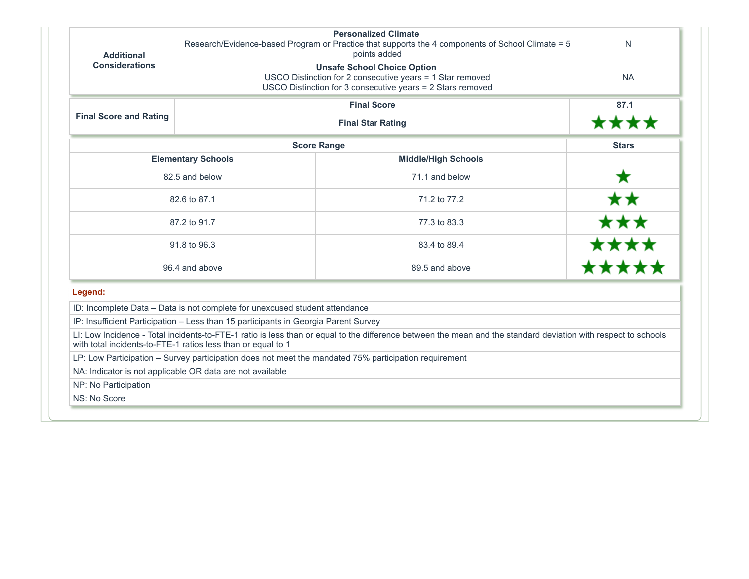| | | |
|---|---|---|
| **Additional Considerations** | **Personalized Climate** Research/Evidence-based Program or Practice that supports the 4 components of School Climate = 5 points added | N |
| | **Unsafe School Choice Option** USCO Distinction for 2 consecutive years = 1 Star removed USCO Distinction for 3 consecutive years = 2 Stars removed | NA |

| | | |
|---|---|---|
| **Final Score and Rating** | **Final Score** | **87.1** |
| | **Final Star Rating** | ★★★★ |

| **Score Range** | | **Stars** |
|---|---|---|
| **Elementary Schools** | **Middle/High Schools** | |
| 82.5 and below | 71.1 and below | ★ |
| 82.6 to 87.1 | 71.2 to 77.2 | ★★ |
| 87.2 to 91.7 | 77.3 to 83.3 | ★★★ |
| 91.8 to 96.3 | 83.4 to 89.4 | ★★★★ |
| 96.4 and above | 89.5 and above | ★★★★★ |

**Legend:**

- ID: Incomplete Data – Data is not complete for unexcused student attendance
- IP: Insufficient Participation – Less than 15 participants in Georgia Parent Survey
- LI: Low Incidence - Total incidents-to-FTE-1 ratio is less than or equal to the difference between the mean and the standard deviation with respect to schools with total incidents-to-FTE-1 ratios less than or equal to 1
- LP: Low Participation – Survey participation does not meet the mandated 75% participation requirement
- NA: Indicator is not applicable OR data are not available
- NP: No Participation
- NS: No Score